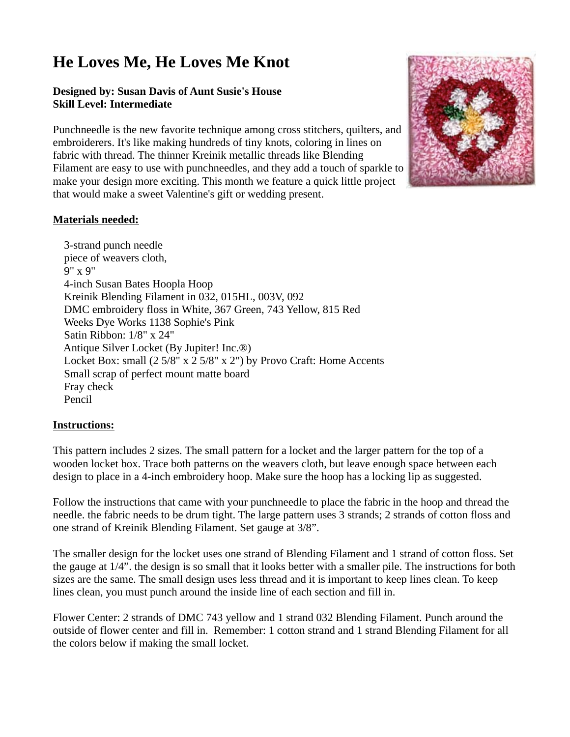# He Loves Me, He Loves Me Knot

**Designed by: Susan Davis of Aunt Susie's House**
**Skill Level: Intermediate**

Punchneedle is the new favorite technique among cross stitchers, quilters, and embroiderers. It's like making hundreds of tiny knots, coloring in lines on fabric with thread. The thinner Kreinik metallic threads like Blending Filament are easy to use with punchneedles, and they add a touch of sparkle to make your design more exciting. This month we feature a quick little project that would make a sweet Valentine's gift or wedding present.

**Materials needed:**

- 3-strand punch needle
- piece of weavers cloth,
- 9" x 9"
- 4-inch Susan Bates Hoopla Hoop
- Kreinik Blending Filament in 032, 015HL, 003V, 092
- DMC embroidery floss in White, 367 Green, 743 Yellow, 815 Red
- Weeks Dye Works 1138 Sophie's Pink
- Satin Ribbon: 1/8" x 24"
- Antique Silver Locket (By Jupiter! Inc.®)
- Locket Box: small (2 5/8" x 2 5/8" x 2") by Provo Craft: Home Accents
- Small scrap of perfect mount matte board
- Fray check
- Pencil

**Instructions:**

This pattern includes 2 sizes. The small pattern for a locket and the larger pattern for the top of a wooden locket box. Trace both patterns on the weavers cloth, but leave enough space between each design to place in a 4-inch embroidery hoop. Make sure the hoop has a locking lip as suggested.

Follow the instructions that came with your punchneedle to place the fabric in the hoop and thread the needle. the fabric needs to be drum tight. The large pattern uses 3 strands; 2 strands of cotton floss and one strand of Kreinik Blending Filament. Set gauge at 3/8".

The smaller design for the locket uses one strand of Blending Filament and 1 strand of cotton floss. Set the gauge at 1/4". the design is so small that it looks better with a smaller pile. The instructions for both sizes are the same. The small design uses less thread and it is important to keep lines clean. To keep lines clean, you must punch around the inside line of each section and fill in.

Flower Center: 2 strands of DMC 743 yellow and 1 strand 032 Blending Filament. Punch around the outside of flower center and fill in. Remember: 1 cotton strand and 1 strand Blending Filament for all the colors below if making the small locket.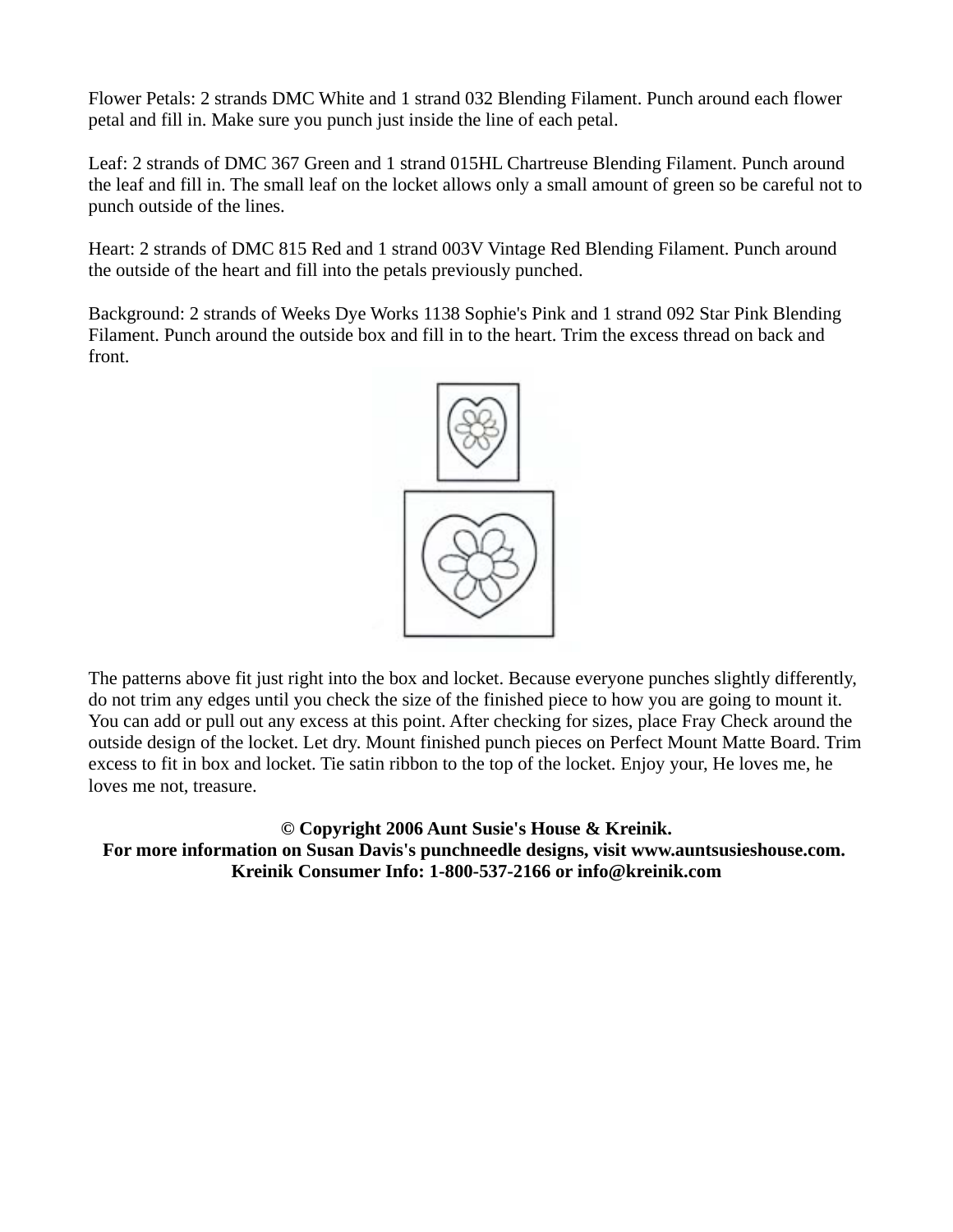Flower Petals: 2 strands DMC White and 1 strand 032 Blending Filament. Punch around each flower petal and fill in. Make sure you punch just inside the line of each petal.

Leaf: 2 strands of DMC 367 Green and 1 strand 015HL Chartreuse Blending Filament. Punch around the leaf and fill in. The small leaf on the locket allows only a small amount of green so be careful not to punch outside of the lines.

Heart: 2 strands of DMC 815 Red and 1 strand 003V Vintage Red Blending Filament. Punch around the outside of the heart and fill into the petals previously punched.

Background: 2 strands of Weeks Dye Works 1138 Sophie's Pink and 1 strand 092 Star Pink Blending Filament. Punch around the outside box and fill in to the heart. Trim the excess thread on back and front.

The patterns above fit just right into the box and locket. Because everyone punches slightly differently, do not trim any edges until you check the size of the finished piece to how you are going to mount it. You can add or pull out any excess at this point. After checking for sizes, place Fray Check around the outside design of the locket. Let dry. Mount finished punch pieces on Perfect Mount Matte Board. Trim excess to fit in box and locket. Tie satin ribbon to the top of the locket. Enjoy your, He loves me, he loves me not, treasure.

**© Copyright 2006 Aunt Susie's House & Kreinik.**
**For more information on Susan Davis's punchneedle designs, visit www.auntsusieshouse.com.**
**Kreinik Consumer Info: 1-800-537-2166 or info@kreinik.com**